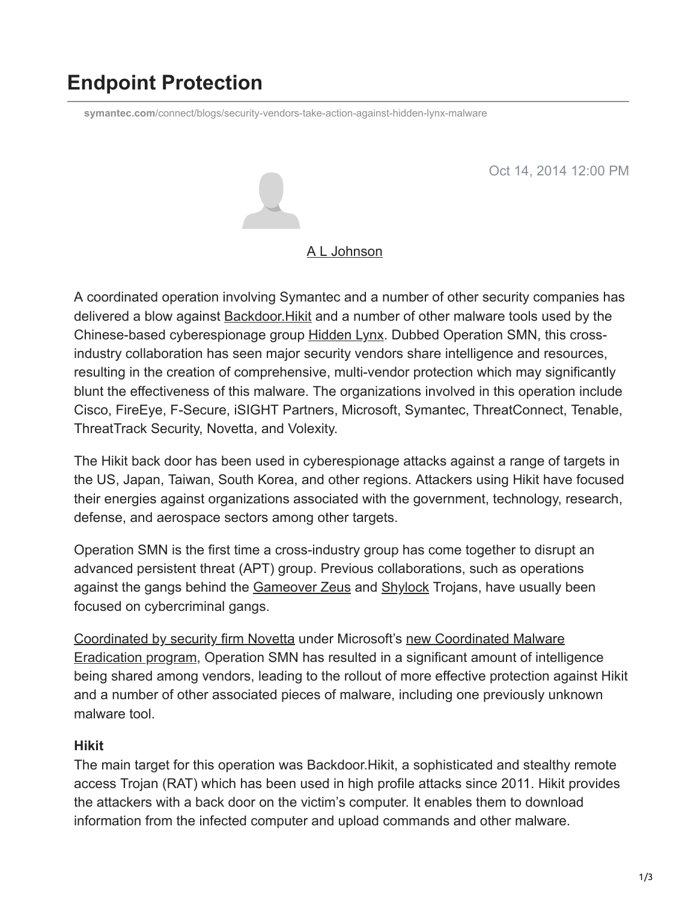# Endpoint Protection

symantec.com/connect/blogs/security-vendors-take-action-against-hidden-lynx-malware

Oct 14, 2014 12:00 PM

A L Johnson

A coordinated operation involving Symantec and a number of other security companies has delivered a blow against Backdoor.Hikit and a number of other malware tools used by the Chinese-based cyberespionage group Hidden Lynx. Dubbed Operation SMN, this cross-industry collaboration has seen major security vendors share intelligence and resources, resulting in the creation of comprehensive, multi-vendor protection which may significantly blunt the effectiveness of this malware. The organizations involved in this operation include Cisco, FireEye, F-Secure, iSIGHT Partners, Microsoft, Symantec, ThreatConnect, Tenable, ThreatTrack Security, Novetta, and Volexity.

The Hikit back door has been used in cyberespionage attacks against a range of targets in the US, Japan, Taiwan, South Korea, and other regions. Attackers using Hikit have focused their energies against organizations associated with the government, technology, research, defense, and aerospace sectors among other targets.

Operation SMN is the first time a cross-industry group has come together to disrupt an advanced persistent threat (APT) group. Previous collaborations, such as operations against the gangs behind the Gameover Zeus and Shylock Trojans, have usually been focused on cybercriminal gangs.

Coordinated by security firm Novetta under Microsoft's new Coordinated Malware Eradication program, Operation SMN has resulted in a significant amount of intelligence being shared among vendors, leading to the rollout of more effective protection against Hikit and a number of other associated pieces of malware, including one previously unknown malware tool.

**Hikit**

The main target for this operation was Backdoor.Hikit, a sophisticated and stealthy remote access Trojan (RAT) which has been used in high profile attacks since 2011. Hikit provides the attackers with a back door on the victim's computer. It enables them to download information from the infected computer and upload commands and other malware.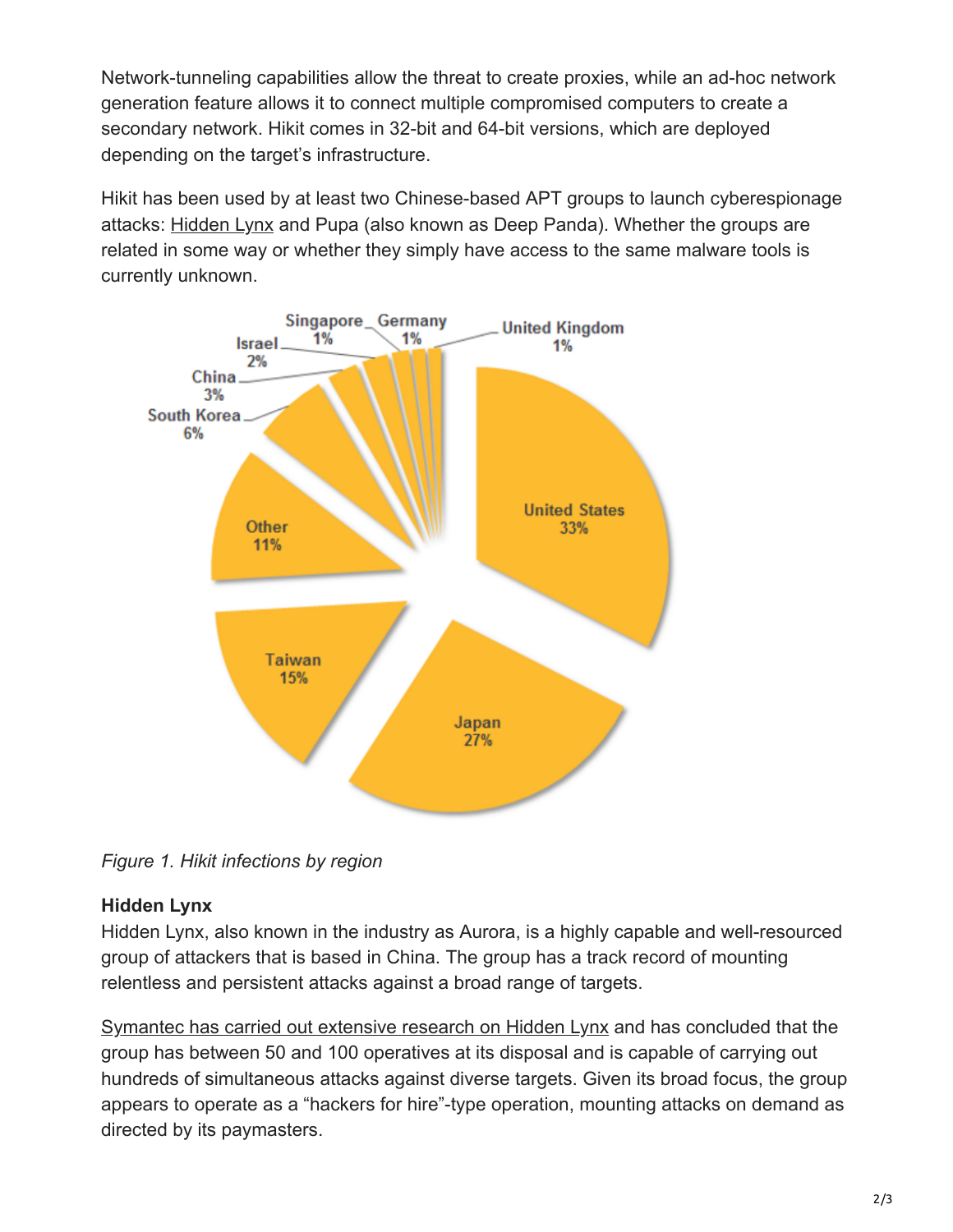Network-tunneling capabilities allow the threat to create proxies, while an ad-hoc network generation feature allows it to connect multiple compromised computers to create a secondary network. Hikit comes in 32-bit and 64-bit versions, which are deployed depending on the target's infrastructure.

Hikit has been used by at least two Chinese-based APT groups to launch cyberespionage attacks: Hidden Lynx and Pupa (also known as Deep Panda). Whether the groups are related in some way or whether they simply have access to the same malware tools is currently unknown.

*Figure 1. Hikit infections by region*

**Hidden Lynx**

Hidden Lynx, also known in the industry as Aurora, is a highly capable and well-resourced group of attackers that is based in China. The group has a track record of mounting relentless and persistent attacks against a broad range of targets.

Symantec has carried out extensive research on Hidden Lynx and has concluded that the group has between 50 and 100 operatives at its disposal and is capable of carrying out hundreds of simultaneous attacks against diverse targets. Given its broad focus, the group appears to operate as a "hackers for hire"-type operation, mounting attacks on demand as directed by its paymasters.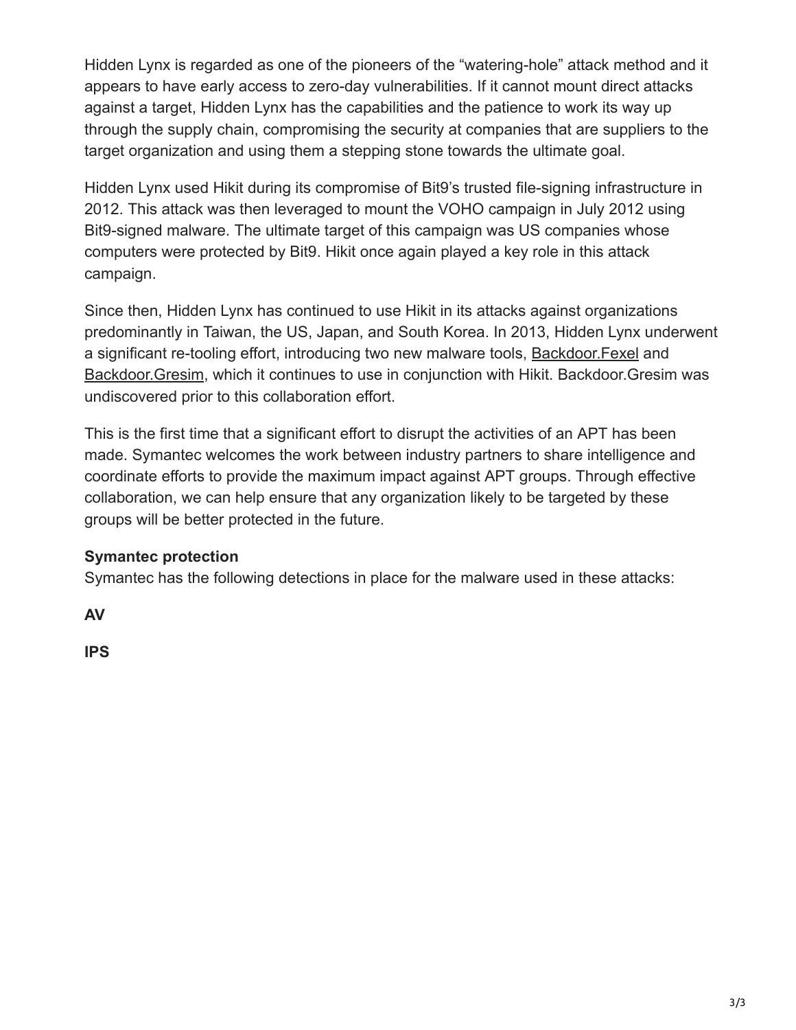Hidden Lynx is regarded as one of the pioneers of the “watering-hole” attack method and it appears to have early access to zero-day vulnerabilities. If it cannot mount direct attacks against a target, Hidden Lynx has the capabilities and the patience to work its way up through the supply chain, compromising the security at companies that are suppliers to the target organization and using them a stepping stone towards the ultimate goal.

Hidden Lynx used Hikit during its compromise of Bit9’s trusted file-signing infrastructure in 2012. This attack was then leveraged to mount the VOHO campaign in July 2012 using Bit9-signed malware. The ultimate target of this campaign was US companies whose computers were protected by Bit9. Hikit once again played a key role in this attack campaign.

Since then, Hidden Lynx has continued to use Hikit in its attacks against organizations predominantly in Taiwan, the US, Japan, and South Korea. In 2013, Hidden Lynx underwent a significant re-tooling effort, introducing two new malware tools, Backdoor.Fexel and Backdoor.Gresim, which it continues to use in conjunction with Hikit. Backdoor.Gresim was undiscovered prior to this collaboration effort.

This is the first time that a significant effort to disrupt the activities of an APT has been made. Symantec welcomes the work between industry partners to share intelligence and coordinate efforts to provide the maximum impact against APT groups. Through effective collaboration, we can help ensure that any organization likely to be targeted by these groups will be better protected in the future.

**Symantec protection**

Symantec has the following detections in place for the malware used in these attacks:

**AV**

**IPS**